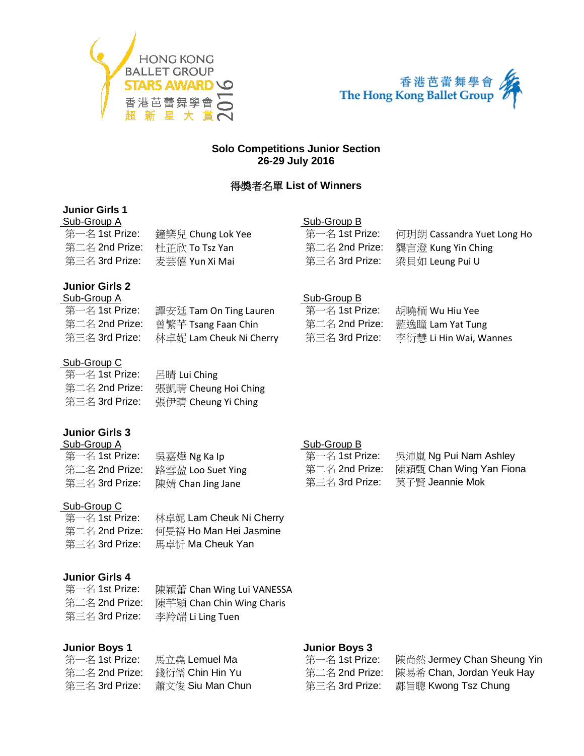HONG KONG BALLET GROUP STARS AWARD 2016
香港芭蕾舞學會 超新星大賞

香港芭蕾舞學會 The Hong Kong Ballet Group

**Solo Competitions Junior Section**
**26-29 July 2016**

**得獎者名單 List of Winners**

### Junior Girls 1

Sub-Group A

| | |
|---|---|
| 第一名 1st Prize: | 鐘樂兒 Chung Lok Yee |
| 第二名 2nd Prize: | 杜芷欣 To Tsz Yan |
| 第三名 3rd Prize: | 麦芸僖 Yun Xi Mai |

Sub-Group B

| | |
|---|---|
| 第一名 1st Prize: | 何玥朗 Cassandra Yuet Long Ho |
| 第二名 2nd Prize: | 龔言澄 Kung Yin Ching |
| 第三名 3rd Prize: | 梁貝如 Leung Pui U |

### Junior Girls 2

Sub-Group A

| | |
|---|---|
| 第一名 1st Prize: | 譚安廷 Tam On Ting Lauren |
| 第二名 2nd Prize: | 曾繁芊 Tsang Faan Chin |
| 第三名 3rd Prize: | 林卓妮 Lam Cheuk Ni Cherry |

Sub-Group B

| | |
|---|---|
| 第一名 1st Prize: | 胡曉栭 Wu Hiu Yee |
| 第二名 2nd Prize: | 藍逸瞳 Lam Yat Tung |
| 第三名 3rd Prize: | 李衍慧 Li Hin Wai, Wannes |

Sub-Group C

| | |
|---|---|
| 第一名 1st Prize: | 呂晴 Lui Ching |
| 第二名 2nd Prize: | 張凱晴 Cheung Hoi Ching |
| 第三名 3rd Prize: | 張伊晴 Cheung Yi Ching |

### Junior Girls 3

Sub-Group A

| | |
|---|---|
| 第一名 1st Prize: | 吳嘉燁 Ng Ka Ip |
| 第二名 2nd Prize: | 路雪盈 Loo Suet Ying |
| 第三名 3rd Prize: | 陳婧 Chan Jing Jane |

Sub-Group B

| | |
|---|---|
| 第一名 1st Prize: | 吳沛嵐 Ng Pui Nam Ashley |
| 第二名 2nd Prize: | 陳穎甄 Chan Wing Yan Fiona |
| 第三名 3rd Prize: | 莫子賢 Jeannie Mok |

Sub-Group C

| | |
|---|---|
| 第一名 1st Prize: | 林卓妮 Lam Cheuk Ni Cherry |
| 第二名 2nd Prize: | 何旻禧 Ho Man Hei Jasmine |
| 第三名 3rd Prize: | 馬卓忻 Ma Cheuk Yan |

### Junior Girls 4

| | |
|---|---|
| 第一名 1st Prize: | 陳穎蕾 Chan Wing Lui VANESSA |
| 第二名 2nd Prize: | 陳芊穎 Chan Chin Wing Charis |
| 第三名 3rd Prize: | 李羚端 Li Ling Tuen |

### Junior Boys 1

| | |
|---|---|
| 第一名 1st Prize: | 馬立堯 Lemuel Ma |
| 第二名 2nd Prize: | 錢衍儒 Chin Hin Yu |
| 第三名 3rd Prize: | 蕭文俊 Siu Man Chun |

### Junior Boys 3

| | |
|---|---|
| 第一名 1st Prize: | 陳尚然 Jermey Chan Sheung Yin |
| 第二名 2nd Prize: | 陳易希 Chan, Jordan Yeuk Hay |
| 第三名 3rd Prize: | 鄺旨聰 Kwong Tsz Chung |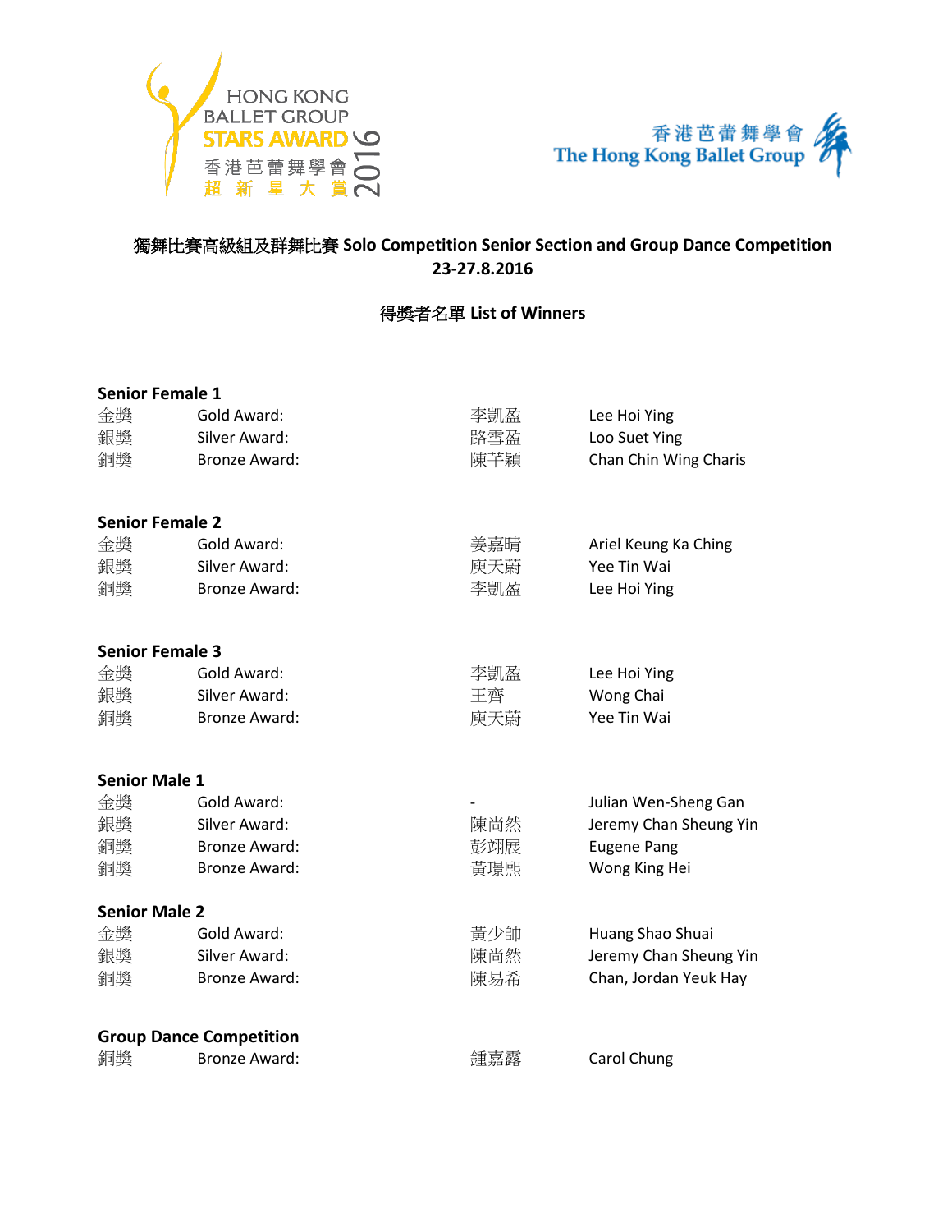HONG KONG BALLET GROUP STARS AWARD 香港芭蕾舞學會 超新星大賞 2016

香港芭蕾舞學會 The Hong Kong Ballet Group

**獨舞比賽高級組及群舞比賽 Solo Competition Senior Section and Group Dance Competition**
**23-27.8.2016**

**得獎者名單 List of Winners**

**Senior Female 1**

| | | | |
|---|---|---|---|
| 金獎 | Gold Award: | 李凱盈 | Lee Hoi Ying |
| 銀獎 | Silver Award: | 路雪盈 | Loo Suet Ying |
| 銅獎 | Bronze Award: | 陳芊穎 | Chan Chin Wing Charis |

**Senior Female 2**

| | | | |
|---|---|---|---|
| 金獎 | Gold Award: | 姜嘉晴 | Ariel Keung Ka Ching |
| 銀獎 | Silver Award: | 庾天蔚 | Yee Tin Wai |
| 銅獎 | Bronze Award: | 李凱盈 | Lee Hoi Ying |

**Senior Female 3**

| | | | |
|---|---|---|---|
| 金獎 | Gold Award: | 李凱盈 | Lee Hoi Ying |
| 銀獎 | Silver Award: | 王齊 | Wong Chai |
| 銅獎 | Bronze Award: | 庾天蔚 | Yee Tin Wai |

**Senior Male 1**

| | | | |
|---|---|---|---|
| 金獎 | Gold Award: | - | Julian Wen-Sheng Gan |
| 銀獎 | Silver Award: | 陳尚然 | Jeremy Chan Sheung Yin |
| 銅獎 | Bronze Award: | 彭翊展 | Eugene Pang |
| 銅獎 | Bronze Award: | 黃璟熙 | Wong King Hei |

**Senior Male 2**

| | | | |
|---|---|---|---|
| 金獎 | Gold Award: | 黃少帥 | Huang Shao Shuai |
| 銀獎 | Silver Award: | 陳尚然 | Jeremy Chan Sheung Yin |
| 銅獎 | Bronze Award: | 陳易希 | Chan, Jordan Yeuk Hay |

**Group Dance Competition**

| | | | |
|---|---|---|---|
| 銅獎 | Bronze Award: | 鍾嘉露 | Carol Chung |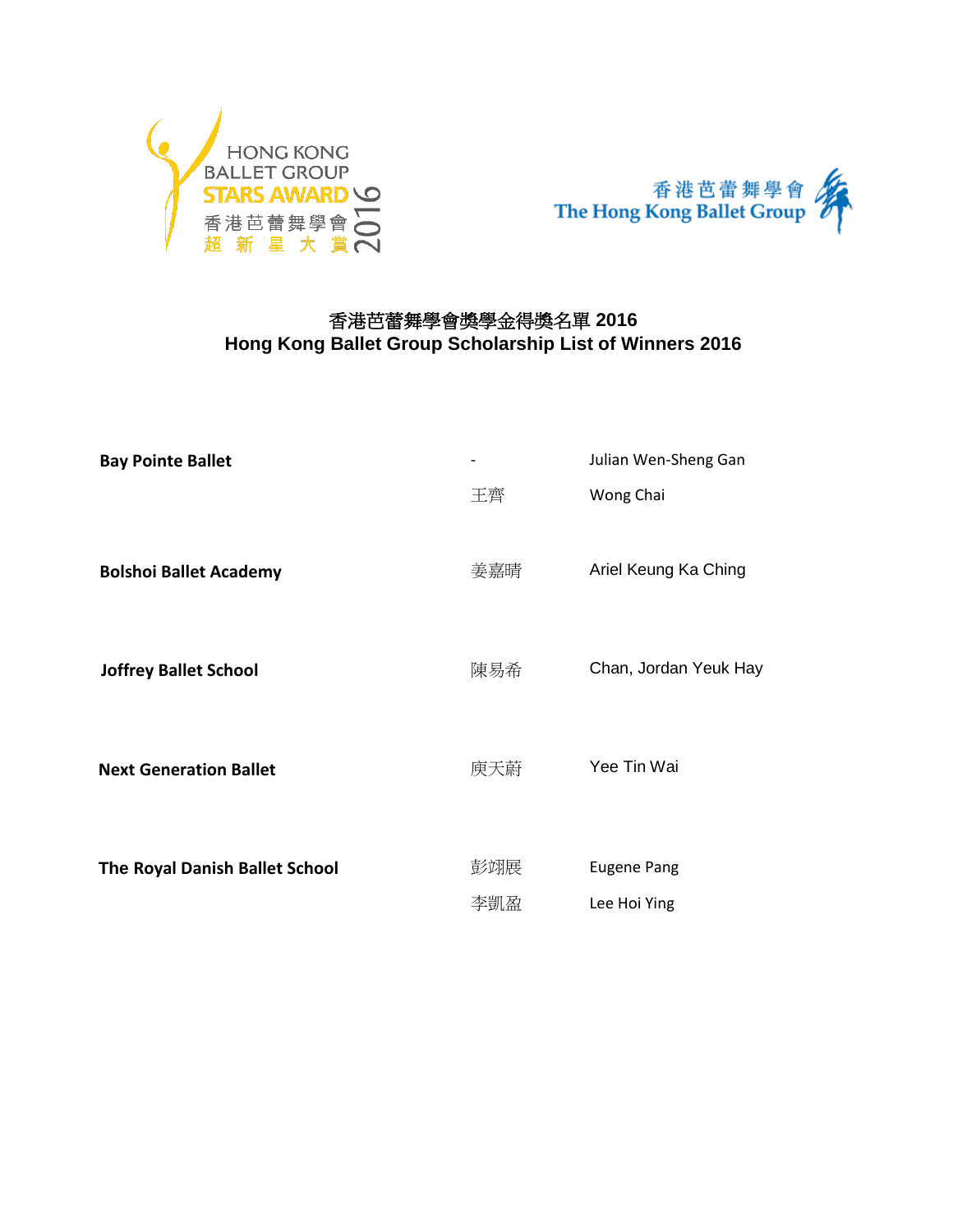HONG KONG BALLET GROUP STARS AWARD 香港芭蕾舞學會 超新星大賞 2016

香港芭蕾舞學會 The Hong Kong Ballet Group

## 香港芭蕾舞學會獎學金得獎名單 2016
## Hong Kong Ballet Group Scholarship List of Winners 2016

| | | |
|---|---|---|
| **Bay Pointe Ballet** | - | Julian Wen-Sheng Gan |
| | 王齊 | Wong Chai |
| **Bolshoi Ballet Academy** | 姜嘉晴 | Ariel Keung Ka Ching |
| **Joffrey Ballet School** | 陳易希 | Chan, Jordan Yeuk Hay |
| **Next Generation Ballet** | 庾天蔚 | Yee Tin Wai |
| **The Royal Danish Ballet School** | 彭翊展 | Eugene Pang |
| | 李凱盈 | Lee Hoi Ying |